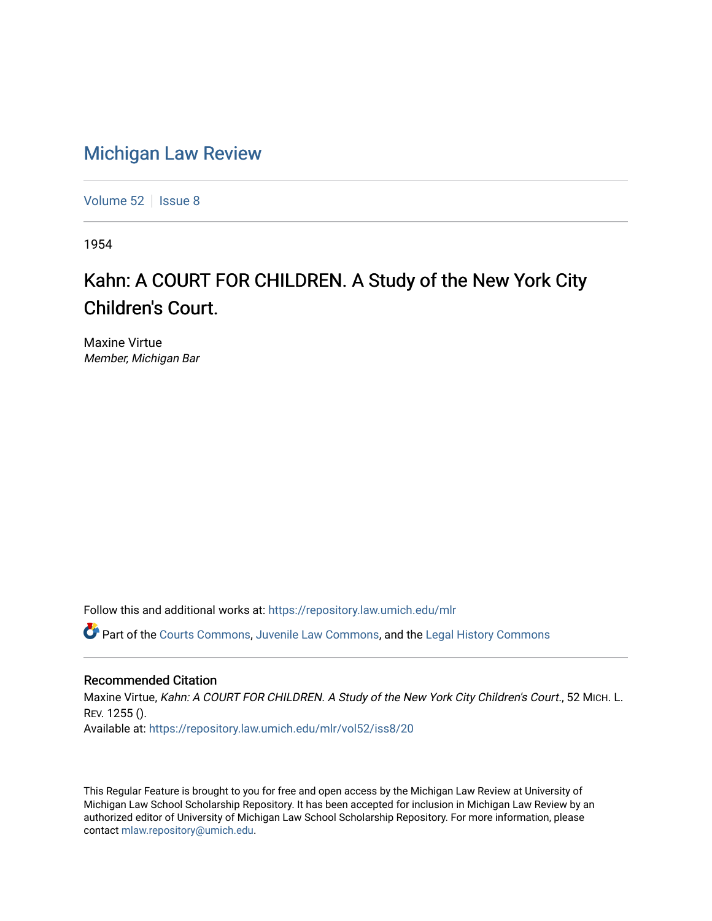# Michigan Law Review

Volume 52 | Issue 8

1954

## Kahn: A COURT FOR CHILDREN. A Study of the New York City Children's Court.

Maxine Virtue
*Member, Michigan Bar*

Follow this and additional works at: https://repository.law.umich.edu/mlr

Part of the Courts Commons, Juvenile Law Commons, and the Legal History Commons

### Recommended Citation

Maxine Virtue, *Kahn: A COURT FOR CHILDREN. A Study of the New York City Children's Court.*, 52 MICH. L. REV. 1255 ().
Available at: https://repository.law.umich.edu/mlr/vol52/iss8/20

This Regular Feature is brought to you for free and open access by the Michigan Law Review at University of Michigan Law School Scholarship Repository. It has been accepted for inclusion in Michigan Law Review by an authorized editor of University of Michigan Law School Scholarship Repository. For more information, please contact mlaw.repository@umich.edu.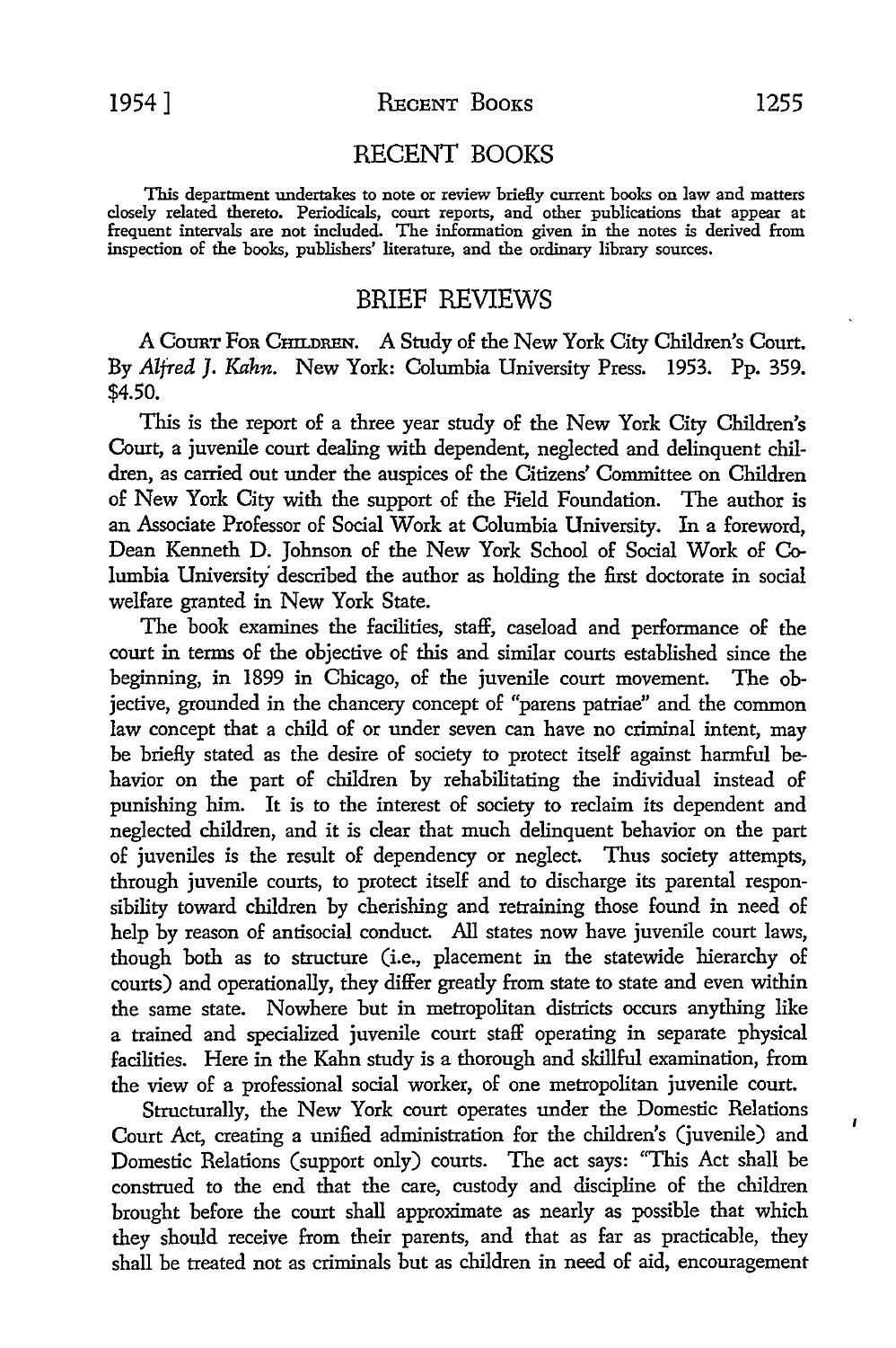# RECENT BOOKS

This department undertakes to note or review briefly current books on law and matters closely related thereto. Periodicals, court reports, and other publications that appear at frequent intervals are not included. The information given in the notes is derived from inspection of the books, publishers' literature, and the ordinary library sources.

## BRIEF REVIEWS

A COURT FOR CHILDREN. A Study of the New York City Children's Court. By *Alfred J. Kahn.* New York: Columbia University Press. 1953. Pp. 359. $4.50.

This is the report of a three year study of the New York City Children's Court, a juvenile court dealing with dependent, neglected and delinquent children, as carried out under the auspices of the Citizens' Committee on Children of New York City with the support of the Field Foundation. The author is an Associate Professor of Social Work at Columbia University. In a foreword, Dean Kenneth D. Johnson of the New York School of Social Work of Columbia University described the author as holding the first doctorate in social welfare granted in New York State.

The book examines the facilities, staff, caseload and performance of the court in terms of the objective of this and similar courts established since the beginning, in 1899 in Chicago, of the juvenile court movement. The objective, grounded in the chancery concept of "parens patriae" and the common law concept that a child of or under seven can have no criminal intent, may be briefly stated as the desire of society to protect itself against harmful behavior on the part of children by rehabilitating the individual instead of punishing him. It is to the interest of society to reclaim its dependent and neglected children, and it is clear that much delinquent behavior on the part of juveniles is the result of dependency or neglect. Thus society attempts, through juvenile courts, to protect itself and to discharge its parental responsibility toward children by cherishing and retraining those found in need of help by reason of antisocial conduct. All states now have juvenile court laws, though both as to structure (i.e., placement in the statewide hierarchy of courts) and operationally, they differ greatly from state to state and even within the same state. Nowhere but in metropolitan districts occurs anything like a trained and specialized juvenile court staff operating in separate physical facilities. Here in the Kahn study is a thorough and skillful examination, from the view of a professional social worker, of one metropolitan juvenile court.

Structurally, the New York court operates under the Domestic Relations Court Act, creating a unified administration for the children's (juvenile) and Domestic Relations (support only) courts. The act says: "This Act shall be construed to the end that the care, custody and discipline of the children brought before the court shall approximate as nearly as possible that which they should receive from their parents, and that as far as practicable, they shall be treated not as criminals but as children in need of aid, encouragement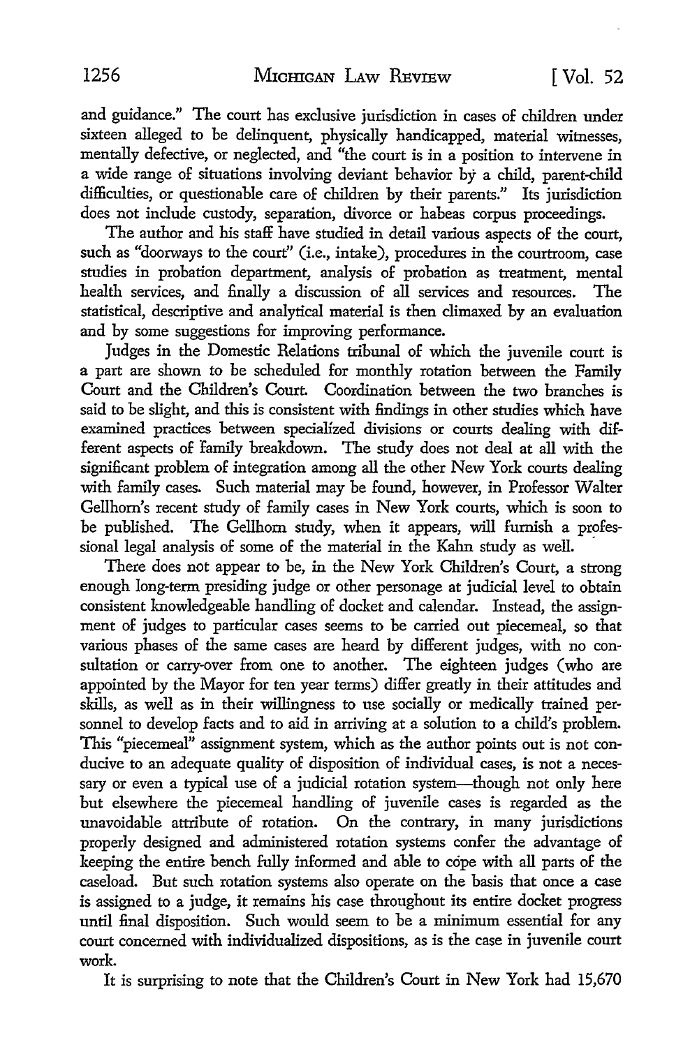and guidance." The court has exclusive jurisdiction in cases of children under sixteen alleged to be delinquent, physically handicapped, material witnesses, mentally defective, or neglected, and "the court is in a position to intervene in a wide range of situations involving deviant behavior by a child, parent-child difficulties, or questionable care of children by their parents." Its jurisdiction does not include custody, separation, divorce or habeas corpus proceedings.

The author and his staff have studied in detail various aspects of the court, such as "doorways to the court" (i.e., intake), procedures in the courtroom, case studies in probation department, analysis of probation as treatment, mental health services, and finally a discussion of all services and resources. The statistical, descriptive and analytical material is then climaxed by an evaluation and by some suggestions for improving performance.

Judges in the Domestic Relations tribunal of which the juvenile court is a part are shown to be scheduled for monthly rotation between the Family Court and the Children's Court. Coordination between the two branches is said to be slight, and this is consistent with findings in other studies which have examined practices between specialized divisions or courts dealing with different aspects of family breakdown. The study does not deal at all with the significant problem of integration among all the other New York courts dealing with family cases. Such material may be found, however, in Professor Walter Gellhorn's recent study of family cases in New York courts, which is soon to be published. The Gellhorn study, when it appears, will furnish a professional legal analysis of some of the material in the Kahn study as well.

There does not appear to be, in the New York Children's Court, a strong enough long-term presiding judge or other personage at judicial level to obtain consistent knowledgeable handling of docket and calendar. Instead, the assignment of judges to particular cases seems to be carried out piecemeal, so that various phases of the same cases are heard by different judges, with no consultation or carry-over from one to another. The eighteen judges (who are appointed by the Mayor for ten year terms) differ greatly in their attitudes and skills, as well as in their willingness to use socially or medically trained personnel to develop facts and to aid in arriving at a solution to a child's problem. This "piecemeal" assignment system, which as the author points out is not conducive to an adequate quality of disposition of individual cases, is not a necessary or even a typical use of a judicial rotation system—though not only here but elsewhere the piecemeal handling of juvenile cases is regarded as the unavoidable attribute of rotation. On the contrary, in many jurisdictions properly designed and administered rotation systems confer the advantage of keeping the entire bench fully informed and able to cope with all parts of the caseload. But such rotation systems also operate on the basis that once a case is assigned to a judge, it remains his case throughout its entire docket progress until final disposition. Such would seem to be a minimum essential for any court concerned with individualized dispositions, as is the case in juvenile court work.

It is surprising to note that the Children's Court in New York had 15,670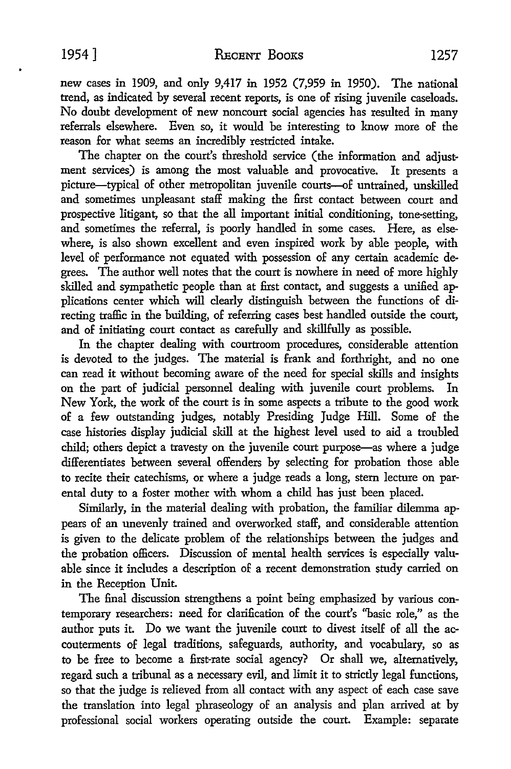new cases in 1909, and only 9,417 in 1952 (7,959 in 1950). The national trend, as indicated by several recent reports, is one of rising juvenile caseloads. No doubt development of new noncourt social agencies has resulted in many referrals elsewhere. Even so, it would be interesting to know more of the reason for what seems an incredibly restricted intake.

The chapter on the court's threshold service (the information and adjustment services) is among the most valuable and provocative. It presents a picture—typical of other metropolitan juvenile courts—of untrained, unskilled and sometimes unpleasant staff making the first contact between court and prospective litigant, so that the all important initial conditioning, tone-setting, and sometimes the referral, is poorly handled in some cases. Here, as elsewhere, is also shown excellent and even inspired work by able people, with level of performance not equated with possession of any certain academic degrees. The author well notes that the court is nowhere in need of more highly skilled and sympathetic people than at first contact, and suggests a unified applications center which will clearly distinguish between the functions of directing traffic in the building, of referring cases best handled outside the court, and of initiating court contact as carefully and skillfully as possible.

In the chapter dealing with courtroom procedures, considerable attention is devoted to the judges. The material is frank and forthright, and no one can read it without becoming aware of the need for special skills and insights on the part of judicial personnel dealing with juvenile court problems. In New York, the work of the court is in some aspects a tribute to the good work of a few outstanding judges, notably Presiding Judge Hill. Some of the case histories display judicial skill at the highest level used to aid a troubled child; others depict a travesty on the juvenile court purpose—as where a judge differentiates between several offenders by selecting for probation those able to recite their catechisms, or where a judge reads a long, stern lecture on parental duty to a foster mother with whom a child has just been placed.

Similarly, in the material dealing with probation, the familiar dilemma appears of an unevenly trained and overworked staff, and considerable attention is given to the delicate problem of the relationships between the judges and the probation officers. Discussion of mental health services is especially valuable since it includes a description of a recent demonstration study carried on in the Reception Unit.

The final discussion strengthens a point being emphasized by various contemporary researchers: need for clarification of the court's "basic role," as the author puts it. Do we want the juvenile court to divest itself of all the accouterments of legal traditions, safeguards, authority, and vocabulary, so as to be free to become a first-rate social agency? Or shall we, alternatively, regard such a tribunal as a necessary evil, and limit it to strictly legal functions, so that the judge is relieved from all contact with any aspect of each case save the translation into legal phraseology of an analysis and plan arrived at by professional social workers operating outside the court. Example: separate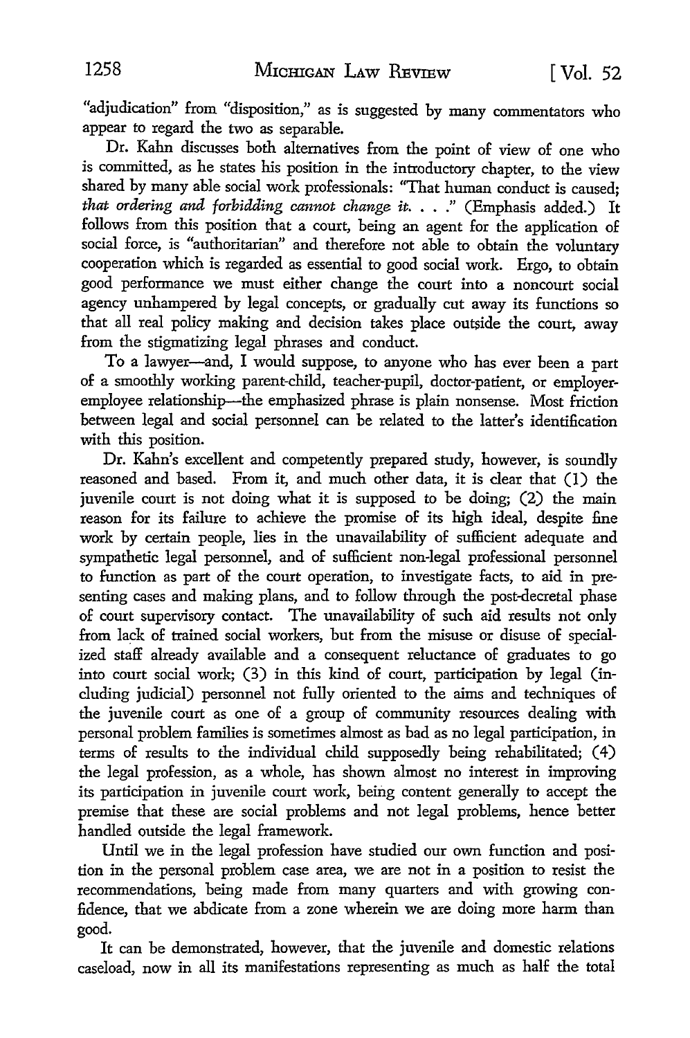"adjudication" from "disposition," as is suggested by many commentators who appear to regard the two as separable.

Dr. Kahn discusses both alternatives from the point of view of one who is committed, as he states his position in the introductory chapter, to the view shared by many able social work professionals: "That human conduct is caused; *that ordering and forbidding cannot change it. . . .*" (Emphasis added.) It follows from this position that a court, being an agent for the application of social force, is "authoritarian" and therefore not able to obtain the voluntary cooperation which is regarded as essential to good social work. Ergo, to obtain good performance we must either change the court into a noncourt social agency unhampered by legal concepts, or gradually cut away its functions so that all real policy making and decision takes place outside the court, away from the stigmatizing legal phrases and conduct.

To a lawyer—and, I would suppose, to anyone who has ever been a part of a smoothly working parent-child, teacher-pupil, doctor-patient, or employer-employee relationship—the emphasized phrase is plain nonsense. Most friction between legal and social personnel can be related to the latter's identification with this position.

Dr. Kahn's excellent and competently prepared study, however, is soundly reasoned and based. From it, and much other data, it is clear that (1) the juvenile court is not doing what it is supposed to be doing; (2) the main reason for its failure to achieve the promise of its high ideal, despite fine work by certain people, lies in the unavailability of sufficient adequate and sympathetic legal personnel, and of sufficient non-legal professional personnel to function as part of the court operation, to investigate facts, to aid in presenting cases and making plans, and to follow through the post-decretal phase of court supervisory contact. The unavailability of such aid results not only from lack of trained social workers, but from the misuse or disuse of specialized staff already available and a consequent reluctance of graduates to go into court social work; (3) in this kind of court, participation by legal (including judicial) personnel not fully oriented to the aims and techniques of the juvenile court as one of a group of community resources dealing with personal problem families is sometimes almost as bad as no legal participation, in terms of results to the individual child supposedly being rehabilitated; (4) the legal profession, as a whole, has shown almost no interest in improving its participation in juvenile court work, being content generally to accept the premise that these are social problems and not legal problems, hence better handled outside the legal framework.

Until we in the legal profession have studied our own function and position in the personal problem case area, we are not in a position to resist the recommendations, being made from many quarters and with growing confidence, that we abdicate from a zone wherein we are doing more harm than good.

It can be demonstrated, however, that the juvenile and domestic relations caseload, now in all its manifestations representing as much as half the total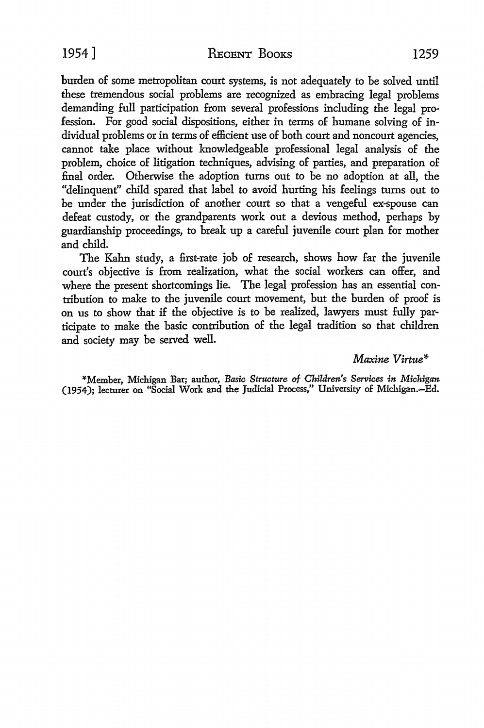burden of some metropolitan court systems, is not adequately to be solved until these tremendous social problems are recognized as embracing legal problems demanding full participation from several professions including the legal profession. For good social dispositions, either in terms of humane solving of individual problems or in terms of efficient use of both court and noncourt agencies, cannot take place without knowledgeable professional legal analysis of the problem, choice of litigation techniques, advising of parties, and preparation of final order. Otherwise the adoption turns out to be no adoption at all, the "delinquent" child spared that label to avoid hurting his feelings turns out to be under the jurisdiction of another court so that a vengeful ex-spouse can defeat custody, or the grandparents work out a devious method, perhaps by guardianship proceedings, to break up a careful juvenile court plan for mother and child.

The Kahn study, a first-rate job of research, shows how far the juvenile court's objective is from realization, what the social workers can offer, and where the present shortcomings lie. The legal profession has an essential contribution to make to the juvenile court movement, but the burden of proof is on us to show that if the objective is to be realized, lawyers must fully participate to make the basic contribution of the legal tradition so that children and society may be served well.

*Maxine Virtue**

*Member, Michigan Bar; author, *Basic Structure of Children's Services in Michigan* (1954); lecturer on "Social Work and the Judicial Process," University of Michigan.—Ed.